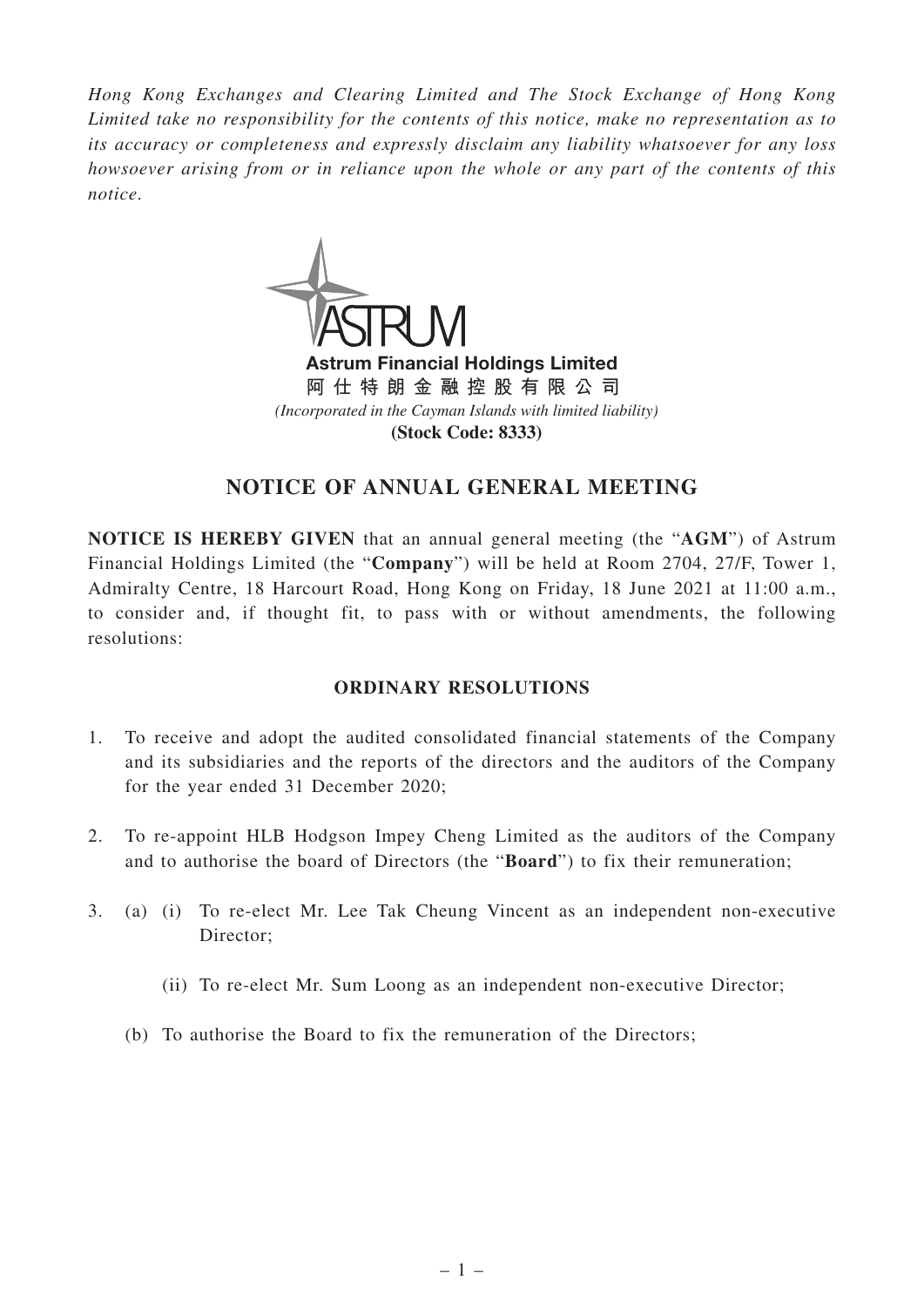*Hong Kong Exchanges and Clearing Limited and The Stock Exchange of Hong Kong Limited take no responsibility for the contents of this notice, make no representation as to its accuracy or completeness and expressly disclaim any liability whatsoever for any loss howsoever arising from or in reliance upon the whole or any part of the contents of this notice.*

**Astrum Financial Holdings Limited**

**阿仕特朗金融控股有限公司**

*(Incorporated in the Cayman Islands with limited liability)*

**(Stock Code: 8333)**

# NOTICE OF ANNUAL GENERAL MEETING

**NOTICE IS HEREBY GIVEN** that an annual general meeting (the "**AGM**") of Astrum Financial Holdings Limited (the "**Company**") will be held at Room 2704, 27/F, Tower 1, Admiralty Centre, 18 Harcourt Road, Hong Kong on Friday, 18 June 2021 at 11:00 a.m., to consider and, if thought fit, to pass with or without amendments, the following resolutions:

## ORDINARY RESOLUTIONS

1. To receive and adopt the audited consolidated financial statements of the Company and its subsidiaries and the reports of the directors and the auditors of the Company for the year ended 31 December 2020;

2. To re-appoint HLB Hodgson Impey Cheng Limited as the auditors of the Company and to authorise the board of Directors (the "**Board**") to fix their remuneration;

3. (a) (i) To re-elect Mr. Lee Tak Cheung Vincent as an independent non-executive Director;

   (ii) To re-elect Mr. Sum Loong as an independent non-executive Director;

   (b) To authorise the Board to fix the remuneration of the Directors;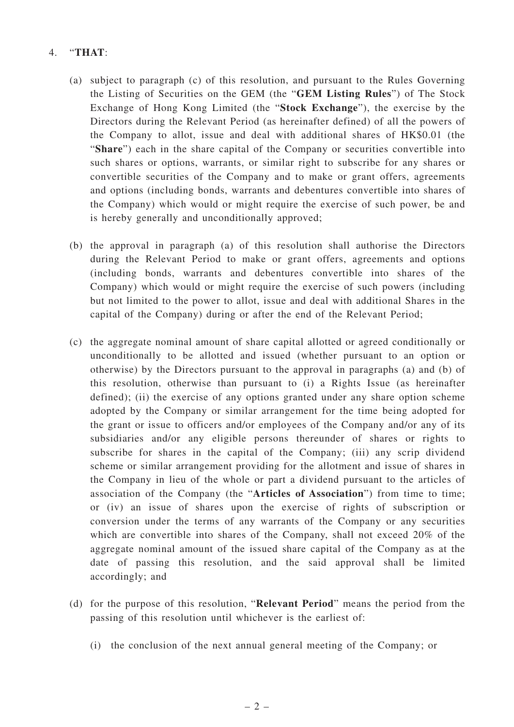4. "**THAT**:

   (a) subject to paragraph (c) of this resolution, and pursuant to the Rules Governing the Listing of Securities on the GEM (the "**GEM Listing Rules**") of The Stock Exchange of Hong Kong Limited (the "**Stock Exchange**"), the exercise by the Directors during the Relevant Period (as hereinafter defined) of all the powers of the Company to allot, issue and deal with additional shares of HK$0.01 (the "**Share**") each in the share capital of the Company or securities convertible into such shares or options, warrants, or similar right to subscribe for any shares or convertible securities of the Company and to make or grant offers, agreements and options (including bonds, warrants and debentures convertible into shares of the Company) which would or might require the exercise of such power, be and is hereby generally and unconditionally approved;

   (b) the approval in paragraph (a) of this resolution shall authorise the Directors during the Relevant Period to make or grant offers, agreements and options (including bonds, warrants and debentures convertible into shares of the Company) which would or might require the exercise of such powers (including but not limited to the power to allot, issue and deal with additional Shares in the capital of the Company) during or after the end of the Relevant Period;

   (c) the aggregate nominal amount of share capital allotted or agreed conditionally or unconditionally to be allotted and issued (whether pursuant to an option or otherwise) by the Directors pursuant to the approval in paragraphs (a) and (b) of this resolution, otherwise than pursuant to (i) a Rights Issue (as hereinafter defined); (ii) the exercise of any options granted under any share option scheme adopted by the Company or similar arrangement for the time being adopted for the grant or issue to officers and/or employees of the Company and/or any of its subsidiaries and/or any eligible persons thereunder of shares or rights to subscribe for shares in the capital of the Company; (iii) any scrip dividend scheme or similar arrangement providing for the allotment and issue of shares in the Company in lieu of the whole or part a dividend pursuant to the articles of association of the Company (the "**Articles of Association**") from time to time; or (iv) an issue of shares upon the exercise of rights of subscription or conversion under the terms of any warrants of the Company or any securities which are convertible into shares of the Company, shall not exceed 20% of the aggregate nominal amount of the issued share capital of the Company as at the date of passing this resolution, and the said approval shall be limited accordingly; and

   (d) for the purpose of this resolution, "**Relevant Period**" means the period from the passing of this resolution until whichever is the earliest of:

      (i) the conclusion of the next annual general meeting of the Company; or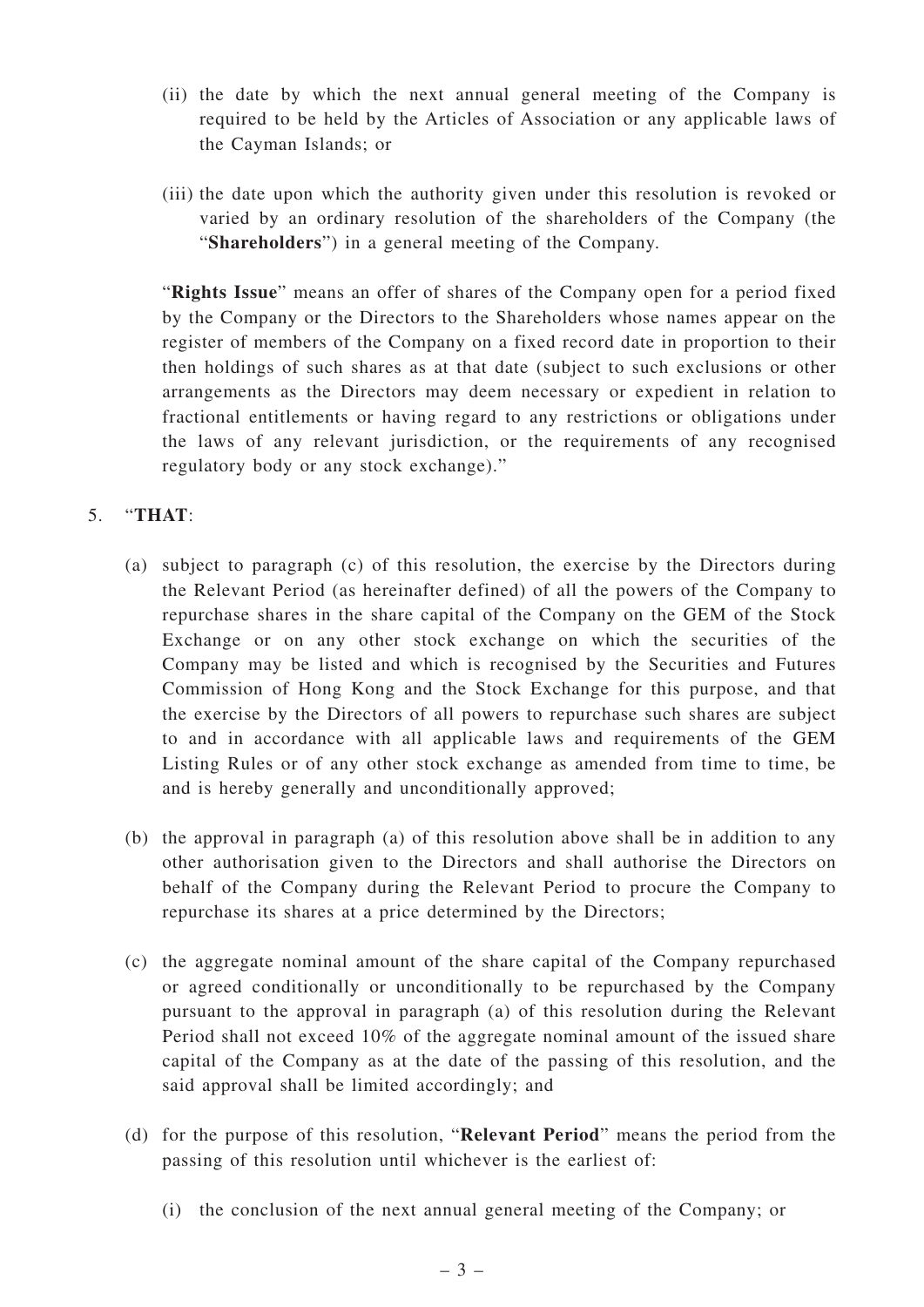(ii) the date by which the next annual general meeting of the Company is required to be held by the Articles of Association or any applicable laws of the Cayman Islands; or

(iii) the date upon which the authority given under this resolution is revoked or varied by an ordinary resolution of the shareholders of the Company (the "**Shareholders**") in a general meeting of the Company.

"**Rights Issue**" means an offer of shares of the Company open for a period fixed by the Company or the Directors to the Shareholders whose names appear on the register of members of the Company on a fixed record date in proportion to their then holdings of such shares as at that date (subject to such exclusions or other arrangements as the Directors may deem necessary or expedient in relation to fractional entitlements or having regard to any restrictions or obligations under the laws of any relevant jurisdiction, or the requirements of any recognised regulatory body or any stock exchange)."

5. "**THAT**:

(a) subject to paragraph (c) of this resolution, the exercise by the Directors during the Relevant Period (as hereinafter defined) of all the powers of the Company to repurchase shares in the share capital of the Company on the GEM of the Stock Exchange or on any other stock exchange on which the securities of the Company may be listed and which is recognised by the Securities and Futures Commission of Hong Kong and the Stock Exchange for this purpose, and that the exercise by the Directors of all powers to repurchase such shares are subject to and in accordance with all applicable laws and requirements of the GEM Listing Rules or of any other stock exchange as amended from time to time, be and is hereby generally and unconditionally approved;

(b) the approval in paragraph (a) of this resolution above shall be in addition to any other authorisation given to the Directors and shall authorise the Directors on behalf of the Company during the Relevant Period to procure the Company to repurchase its shares at a price determined by the Directors;

(c) the aggregate nominal amount of the share capital of the Company repurchased or agreed conditionally or unconditionally to be repurchased by the Company pursuant to the approval in paragraph (a) of this resolution during the Relevant Period shall not exceed 10% of the aggregate nominal amount of the issued share capital of the Company as at the date of the passing of this resolution, and the said approval shall be limited accordingly; and

(d) for the purpose of this resolution, "**Relevant Period**" means the period from the passing of this resolution until whichever is the earliest of:

(i) the conclusion of the next annual general meeting of the Company; or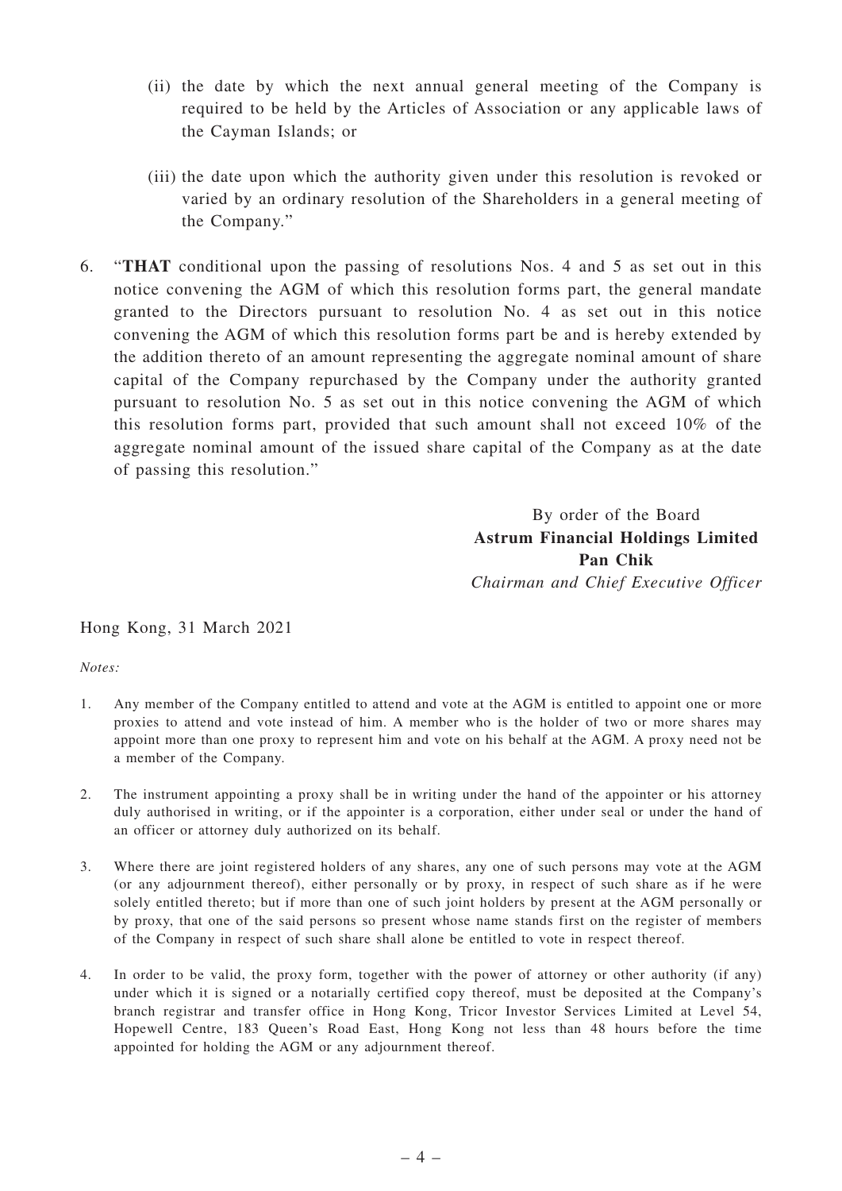(ii) the date by which the next annual general meeting of the Company is required to be held by the Articles of Association or any applicable laws of the Cayman Islands; or

(iii) the date upon which the authority given under this resolution is revoked or varied by an ordinary resolution of the Shareholders in a general meeting of the Company."

6. "**THAT** conditional upon the passing of resolutions Nos. 4 and 5 as set out in this notice convening the AGM of which this resolution forms part, the general mandate granted to the Directors pursuant to resolution No. 4 as set out in this notice convening the AGM of which this resolution forms part be and is hereby extended by the addition thereto of an amount representing the aggregate nominal amount of share capital of the Company repurchased by the Company under the authority granted pursuant to resolution No. 5 as set out in this notice convening the AGM of which this resolution forms part, provided that such amount shall not exceed 10% of the aggregate nominal amount of the issued share capital of the Company as at the date of passing this resolution."

By order of the Board
**Astrum Financial Holdings Limited**
**Pan Chik**
*Chairman and Chief Executive Officer*

Hong Kong, 31 March 2021

*Notes:*

1. Any member of the Company entitled to attend and vote at the AGM is entitled to appoint one or more proxies to attend and vote instead of him. A member who is the holder of two or more shares may appoint more than one proxy to represent him and vote on his behalf at the AGM. A proxy need not be a member of the Company.

2. The instrument appointing a proxy shall be in writing under the hand of the appointer or his attorney duly authorised in writing, or if the appointer is a corporation, either under seal or under the hand of an officer or attorney duly authorized on its behalf.

3. Where there are joint registered holders of any shares, any one of such persons may vote at the AGM (or any adjournment thereof), either personally or by proxy, in respect of such share as if he were solely entitled thereto; but if more than one of such joint holders by present at the AGM personally or by proxy, that one of the said persons so present whose name stands first on the register of members of the Company in respect of such share shall alone be entitled to vote in respect thereof.

4. In order to be valid, the proxy form, together with the power of attorney or other authority (if any) under which it is signed or a notarially certified copy thereof, must be deposited at the Company's branch registrar and transfer office in Hong Kong, Tricor Investor Services Limited at Level 54, Hopewell Centre, 183 Queen's Road East, Hong Kong not less than 48 hours before the time appointed for holding the AGM or any adjournment thereof.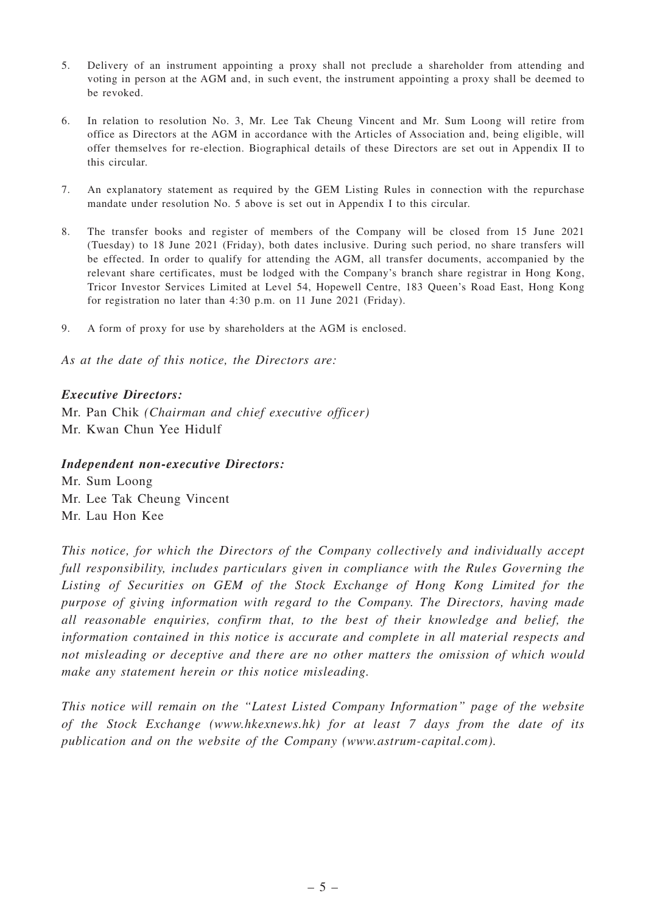5. Delivery of an instrument appointing a proxy shall not preclude a shareholder from attending and voting in person at the AGM and, in such event, the instrument appointing a proxy shall be deemed to be revoked.

6. In relation to resolution No. 3, Mr. Lee Tak Cheung Vincent and Mr. Sum Loong will retire from office as Directors at the AGM in accordance with the Articles of Association and, being eligible, will offer themselves for re-election. Biographical details of these Directors are set out in Appendix II to this circular.

7. An explanatory statement as required by the GEM Listing Rules in connection with the repurchase mandate under resolution No. 5 above is set out in Appendix I to this circular.

8. The transfer books and register of members of the Company will be closed from 15 June 2021 (Tuesday) to 18 June 2021 (Friday), both dates inclusive. During such period, no share transfers will be effected. In order to qualify for attending the AGM, all transfer documents, accompanied by the relevant share certificates, must be lodged with the Company's branch share registrar in Hong Kong, Tricor Investor Services Limited at Level 54, Hopewell Centre, 183 Queen's Road East, Hong Kong for registration no later than 4:30 p.m. on 11 June 2021 (Friday).

9. A form of proxy for use by shareholders at the AGM is enclosed.

*As at the date of this notice, the Directors are:*

***Executive Directors:***
Mr. Pan Chik *(Chairman and chief executive officer)*
Mr. Kwan Chun Yee Hidulf

***Independent non-executive Directors:***
Mr. Sum Loong
Mr. Lee Tak Cheung Vincent
Mr. Lau Hon Kee

*This notice, for which the Directors of the Company collectively and individually accept full responsibility, includes particulars given in compliance with the Rules Governing the Listing of Securities on GEM of the Stock Exchange of Hong Kong Limited for the purpose of giving information with regard to the Company. The Directors, having made all reasonable enquiries, confirm that, to the best of their knowledge and belief, the information contained in this notice is accurate and complete in all material respects and not misleading or deceptive and there are no other matters the omission of which would make any statement herein or this notice misleading.*

*This notice will remain on the "Latest Listed Company Information" page of the website of the Stock Exchange (www.hkexnews.hk) for at least 7 days from the date of its publication and on the website of the Company (www.astrum-capital.com).*